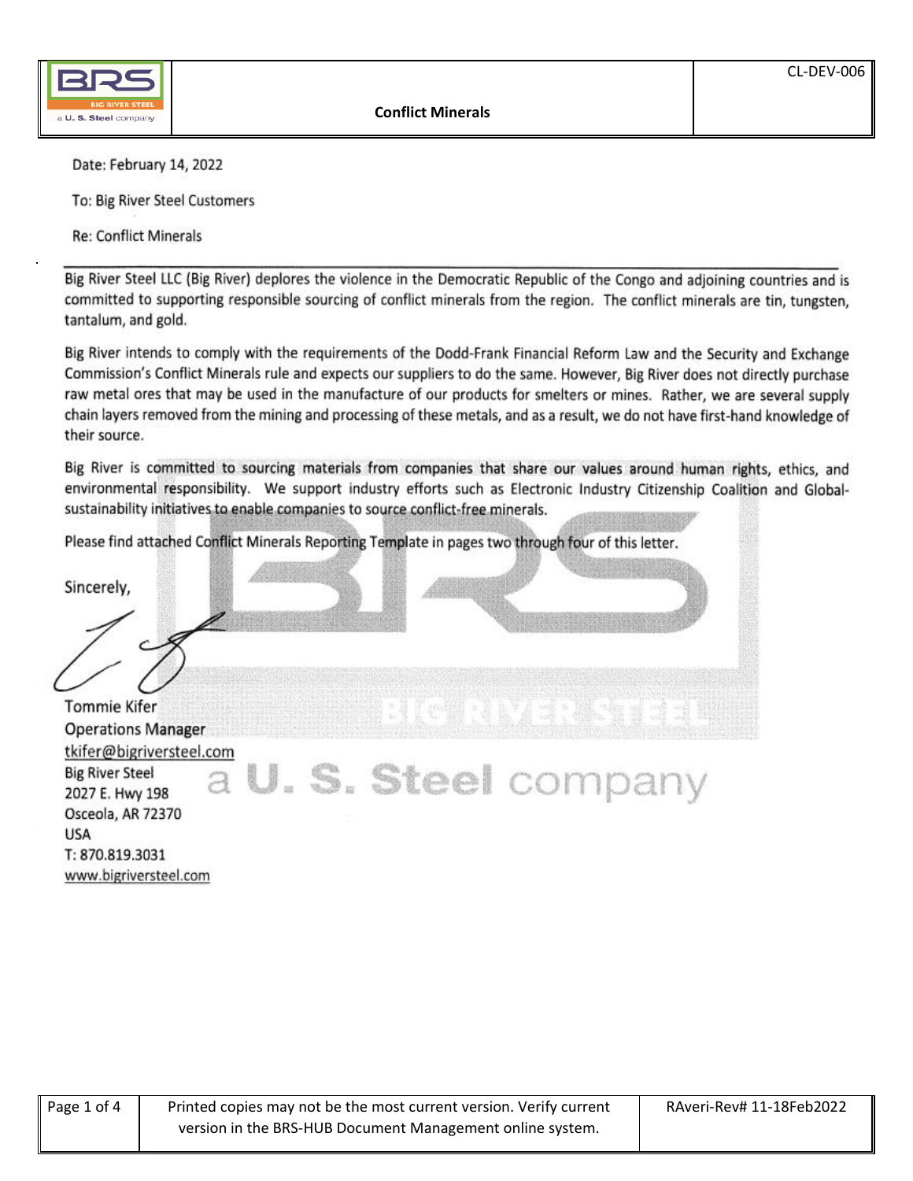# Conflict Minerals

Date: February 14, 2022

To: Big River Steel Customers

Re: Conflict Minerals

---

Big River Steel LLC (Big River) deplores the violence in the Democratic Republic of the Congo and adjoining countries and is committed to supporting responsible sourcing of conflict minerals from the region. The conflict minerals are tin, tungsten, tantalum, and gold.

Big River intends to comply with the requirements of the Dodd-Frank Financial Reform Law and the Security and Exchange Commission's Conflict Minerals rule and expects our suppliers to do the same. However, Big River does not directly purchase raw metal ores that may be used in the manufacture of our products for smelters or mines. Rather, we are several supply chain layers removed from the mining and processing of these metals, and as a result, we do not have first-hand knowledge of their source.

Big River is committed to sourcing materials from companies that share our values around human rights, ethics, and environmental responsibility. We support industry efforts such as Electronic Industry Citizenship Coalition and Global-sustainability initiatives to enable companies to source conflict-free minerals.

Please find attached Conflict Minerals Reporting Template in pages two through four of this letter.

Sincerely,

Tommie Kifer
Operations Manager
tkifer@bigriversteel.com
Big River Steel
2027 E. Hwy 198
Osceola, AR 72370
USA
T: 870.819.3031
www.bigriversteel.com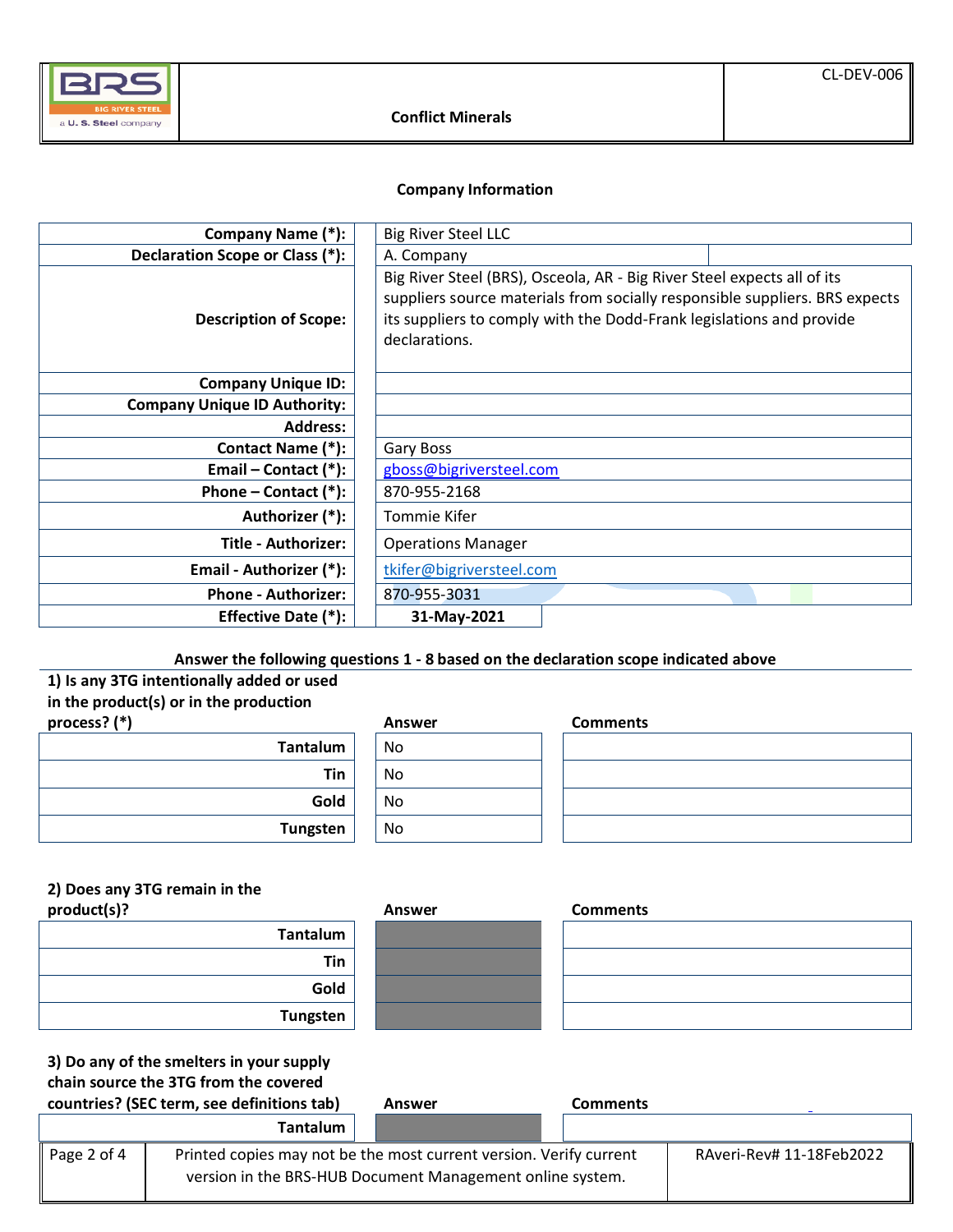**Conflict Minerals**

CL-DEV-006

## Company Information

| | |
|---|---|
| **Company Name (*):** | Big River Steel LLC |
| **Declaration Scope or Class (*):** | A. Company |
| **Description of Scope:** | Big River Steel (BRS), Osceola, AR - Big River Steel expects all of its suppliers source materials from socially responsible suppliers. BRS expects its suppliers to comply with the Dodd-Frank legislations and provide declarations. |
| **Company Unique ID:** | |
| **Company Unique ID Authority:** | |
| **Address:** | |
| **Contact Name (*):** | Gary Boss |
| **Email – Contact (*):** | gboss@bigriversteel.com |
| **Phone – Contact (*):** | 870-955-2168 |
| **Authorizer (*):** | Tommie Kifer |
| **Title - Authorizer:** | Operations Manager |
| **Email - Authorizer (*):** | tkifer@bigriversteel.com |
| **Phone - Authorizer:** | 870-955-3031 |
| **Effective Date (*):** | **31-May-2021** |

**Answer the following questions 1 - 8 based on the declaration scope indicated above**

**1) Is any 3TG intentionally added or used in the product(s) or in the production process? (*)**

| | Answer | Comments |
|---|---|---|
| **Tantalum** | No | |
| **Tin** | No | |
| **Gold** | No | |
| **Tungsten** | No | |

**2) Does any 3TG remain in the product(s)?**

| | Answer | Comments |
|---|---|---|
| **Tantalum** | | |
| **Tin** | | |
| **Gold** | | |
| **Tungsten** | | |

**3) Do any of the smelters in your supply chain source the 3TG from the covered countries? (SEC term, see definitions tab)**

| | Answer | Comments |
|---|---|---|
| **Tantalum** | | |

Printed copies may not be the most current version. Verify current version in the BRS-HUB Document Management online system.

RAveri-Rev# 11-18Feb2022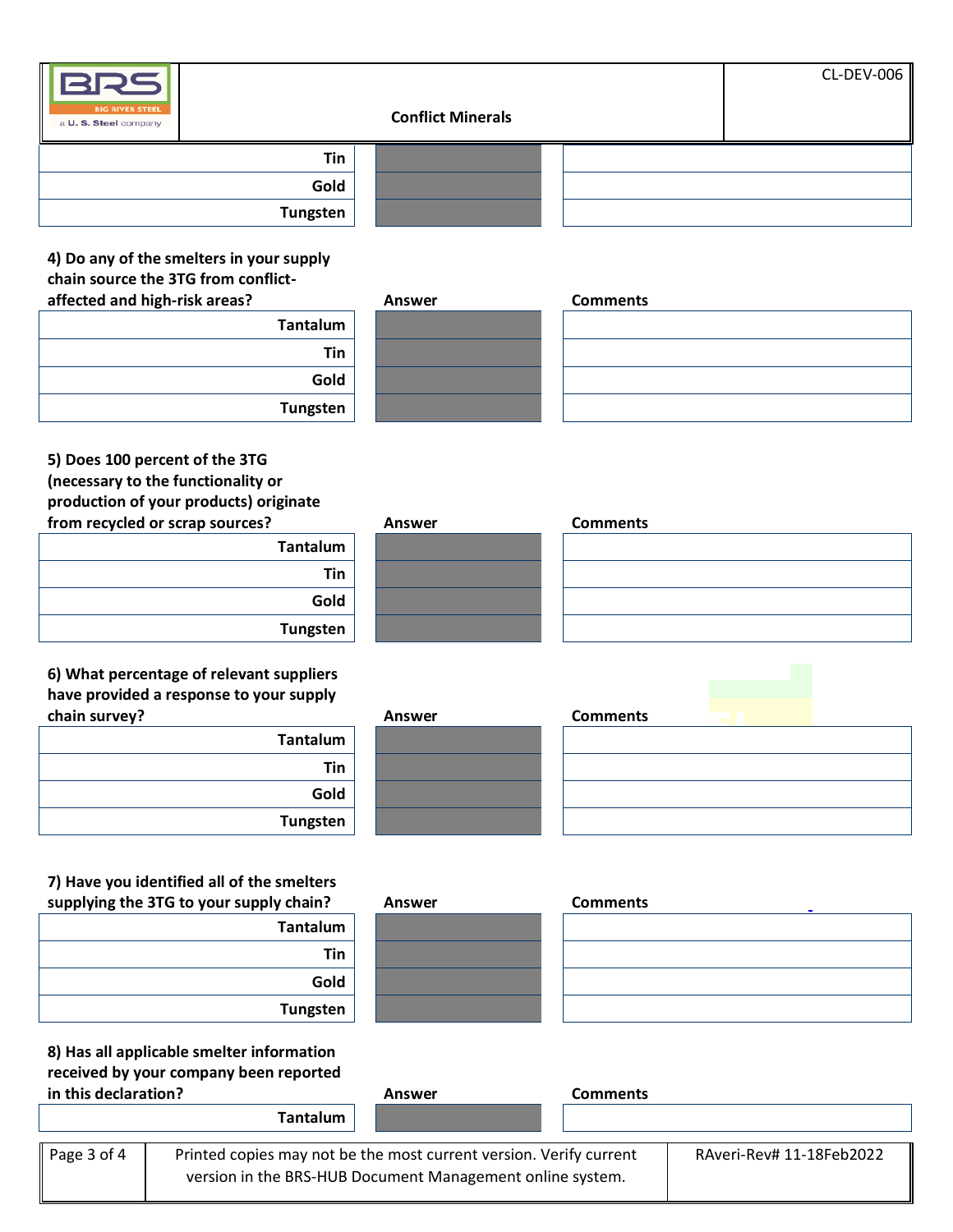| | Answer | Comments |
|---|---|---|
| Tin | | |
| Gold | | |
| Tungsten | | |

**4) Do any of the smelters in your supply chain source the 3TG from conflict-affected and high-risk areas?**

| | Answer | Comments |
|---|---|---|
| Tantalum | | |
| Tin | | |
| Gold | | |
| Tungsten | | |

**5) Does 100 percent of the 3TG (necessary to the functionality or production of your products) originate from recycled or scrap sources?**

| | Answer | Comments |
|---|---|---|
| Tantalum | | |
| Tin | | |
| Gold | | |
| Tungsten | | |

**6) What percentage of relevant suppliers have provided a response to your supply chain survey?**

| | Answer | Comments |
|---|---|---|
| Tantalum | | |
| Tin | | |
| Gold | | |
| Tungsten | | |

**7) Have you identified all of the smelters supplying the 3TG to your supply chain?**

| | Answer | Comments |
|---|---|---|
| Tantalum | | |
| Tin | | |
| Gold | | |
| Tungsten | | |

**8) Has all applicable smelter information received by your company been reported in this declaration?**

| | Answer | Comments |
|---|---|---|
| Tantalum | | |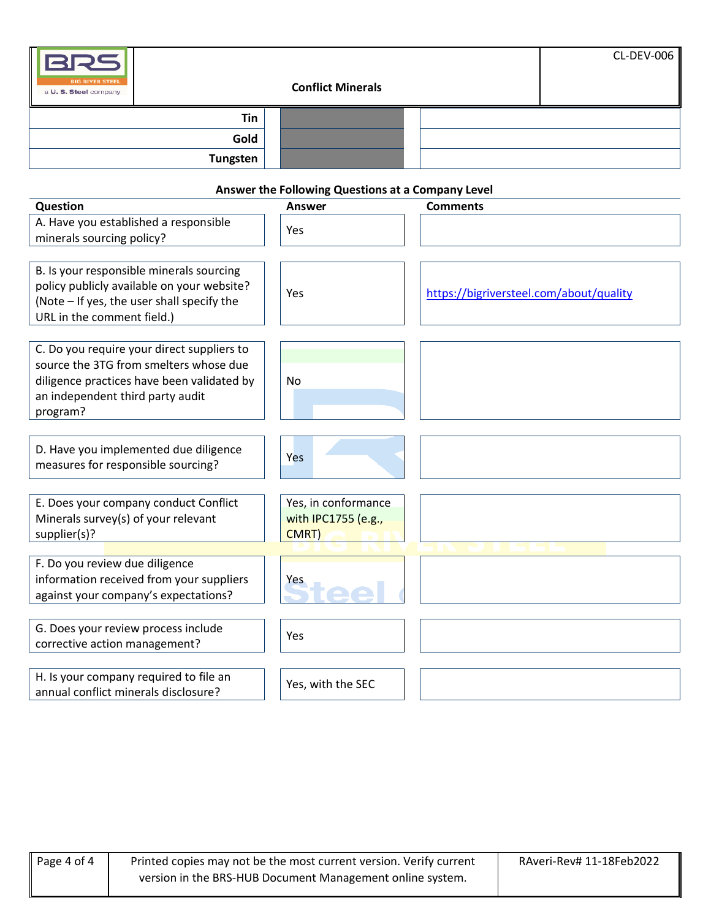| | | |
|---|---|---|
| Tin | | |
| Gold | | |
| Tungsten | | |

**Answer the Following Questions at a Company Level**

| Question | Answer | Comments |
|---|---|---|
| A. Have you established a responsible minerals sourcing policy? | Yes | |
| B. Is your responsible minerals sourcing policy publicly available on your website? (Note – If yes, the user shall specify the URL in the comment field.) | Yes | https://bigriversteel.com/about/quality |
| C. Do you require your direct suppliers to source the 3TG from smelters whose due diligence practices have been validated by an independent third party audit program? | No | |
| D. Have you implemented due diligence measures for responsible sourcing? | Yes | |
| E. Does your company conduct Conflict Minerals survey(s) of your relevant supplier(s)? | Yes, in conformance with IPC1755 (e.g., CMRT) | |
| F. Do you review due diligence information received from your suppliers against your company's expectations? | Yes | |
| G. Does your review process include corrective action management? | Yes | |
| H. Is your company required to file an annual conflict minerals disclosure? | Yes, with the SEC | |